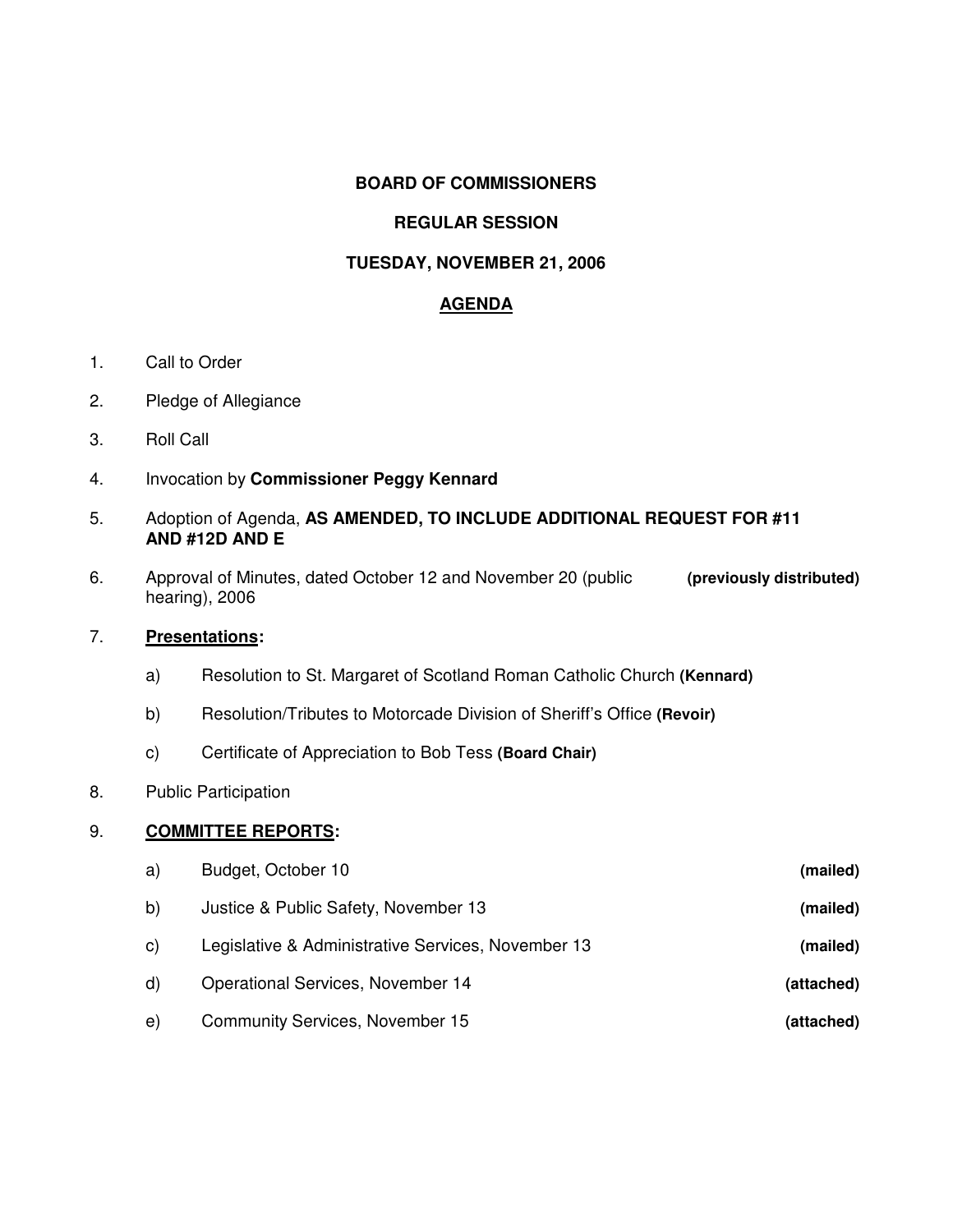**BOARD OF COMMISSIONERS**

**REGULAR SESSION**

**TUESDAY, NOVEMBER 21, 2006**

**<u>AGENDA</u>**

1. Call to Order

2. Pledge of Allegiance

3. Roll Call

4. Invocation by **Commissioner Peggy Kennard**

5. Adoption of Agenda, **AS AMENDED, TO INCLUDE ADDITIONAL REQUEST FOR #11 AND #12D AND E**

6. Approval of Minutes, dated October 12 and November 20 (public hearing), 2006 **(previously distributed)**

7. **<u>Presentations</u>:**

   a) Resolution to St. Margaret of Scotland Roman Catholic Church **(Kennard)**

   b) Resolution/Tributes to Motorcade Division of Sheriff's Office **(Revoir)**

   c) Certificate of Appreciation to Bob Tess **(Board Chair)**

8. Public Participation

9. **<u>COMMITTEE REPORTS</u>:**

   a) Budget, October 10 **(mailed)**

   b) Justice & Public Safety, November 13 **(mailed)**

   c) Legislative & Administrative Services, November 13 **(mailed)**

   d) Operational Services, November 14 **(attached)**

   e) Community Services, November 15 **(attached)**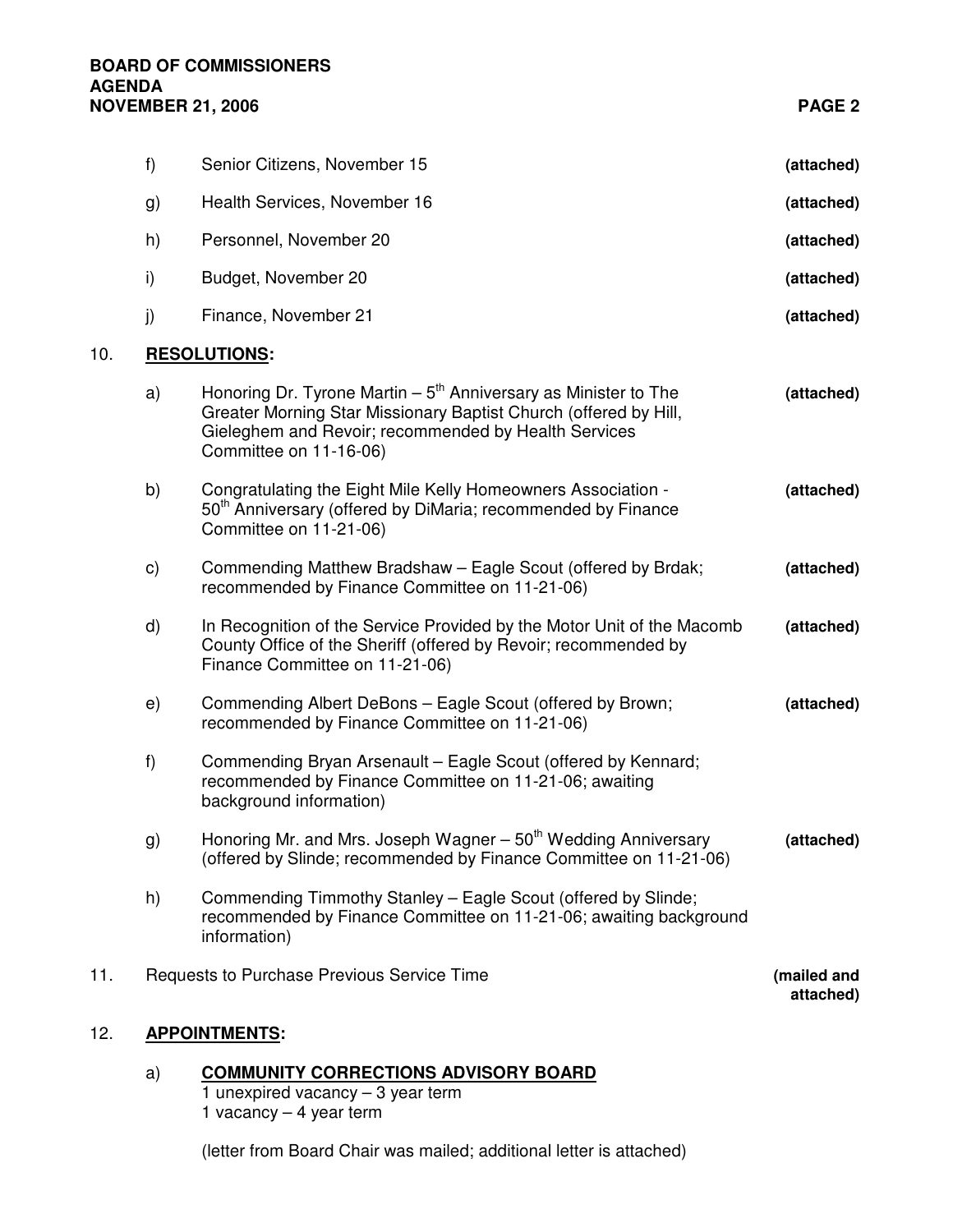f) Senior Citizens, November 15 **(attached)**

g) Health Services, November 16 **(attached)**

h) Personnel, November 20 **(attached)**

i) Budget, November 20 **(attached)**

j) Finance, November 21 **(attached)**

10. **RESOLUTIONS:**

a) Honoring Dr. Tyrone Martin – 5th Anniversary as Minister to The Greater Morning Star Missionary Baptist Church (offered by Hill, Gieleghem and Revoir; recommended by Health Services Committee on 11-16-06) **(attached)**

b) Congratulating the Eight Mile Kelly Homeowners Association - 50th Anniversary (offered by DiMaria; recommended by Finance Committee on 11-21-06) **(attached)**

c) Commending Matthew Bradshaw – Eagle Scout (offered by Brdak; recommended by Finance Committee on 11-21-06) **(attached)**

d) In Recognition of the Service Provided by the Motor Unit of the Macomb County Office of the Sheriff (offered by Revoir; recommended by Finance Committee on 11-21-06) **(attached)**

e) Commending Albert DeBons – Eagle Scout (offered by Brown; recommended by Finance Committee on 11-21-06) **(attached)**

f) Commending Bryan Arsenault – Eagle Scout (offered by Kennard; recommended by Finance Committee on 11-21-06; awaiting background information)

g) Honoring Mr. and Mrs. Joseph Wagner – 50th Wedding Anniversary (offered by Slinde; recommended by Finance Committee on 11-21-06) **(attached)**

h) Commending Timmothy Stanley – Eagle Scout (offered by Slinde; recommended by Finance Committee on 11-21-06; awaiting background information)

11. Requests to Purchase Previous Service Time **(mailed and attached)**

12. **APPOINTMENTS:**

a) **COMMUNITY CORRECTIONS ADVISORY BOARD**
1 unexpired vacancy – 3 year term
1 vacancy – 4 year term

(letter from Board Chair was mailed; additional letter is attached)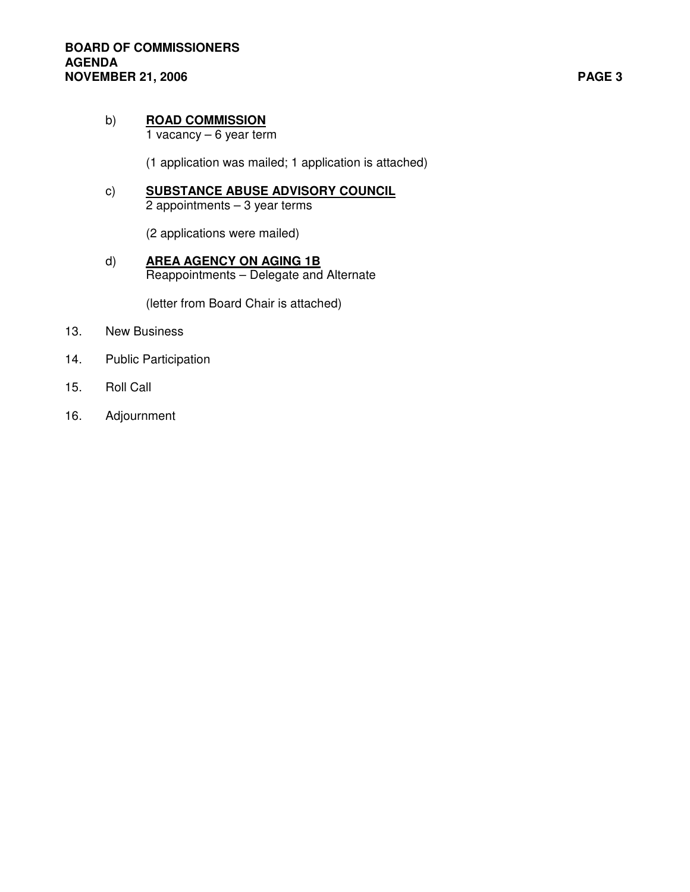b) **ROAD COMMISSION**
1 vacancy – 6 year term

(1 application was mailed; 1 application is attached)

c) **SUBSTANCE ABUSE ADVISORY COUNCIL**
2 appointments – 3 year terms

(2 applications were mailed)

d) **AREA AGENCY ON AGING 1B**
Reappointments – Delegate and Alternate

(letter from Board Chair is attached)

13. New Business
14. Public Participation
15. Roll Call
16. Adjournment